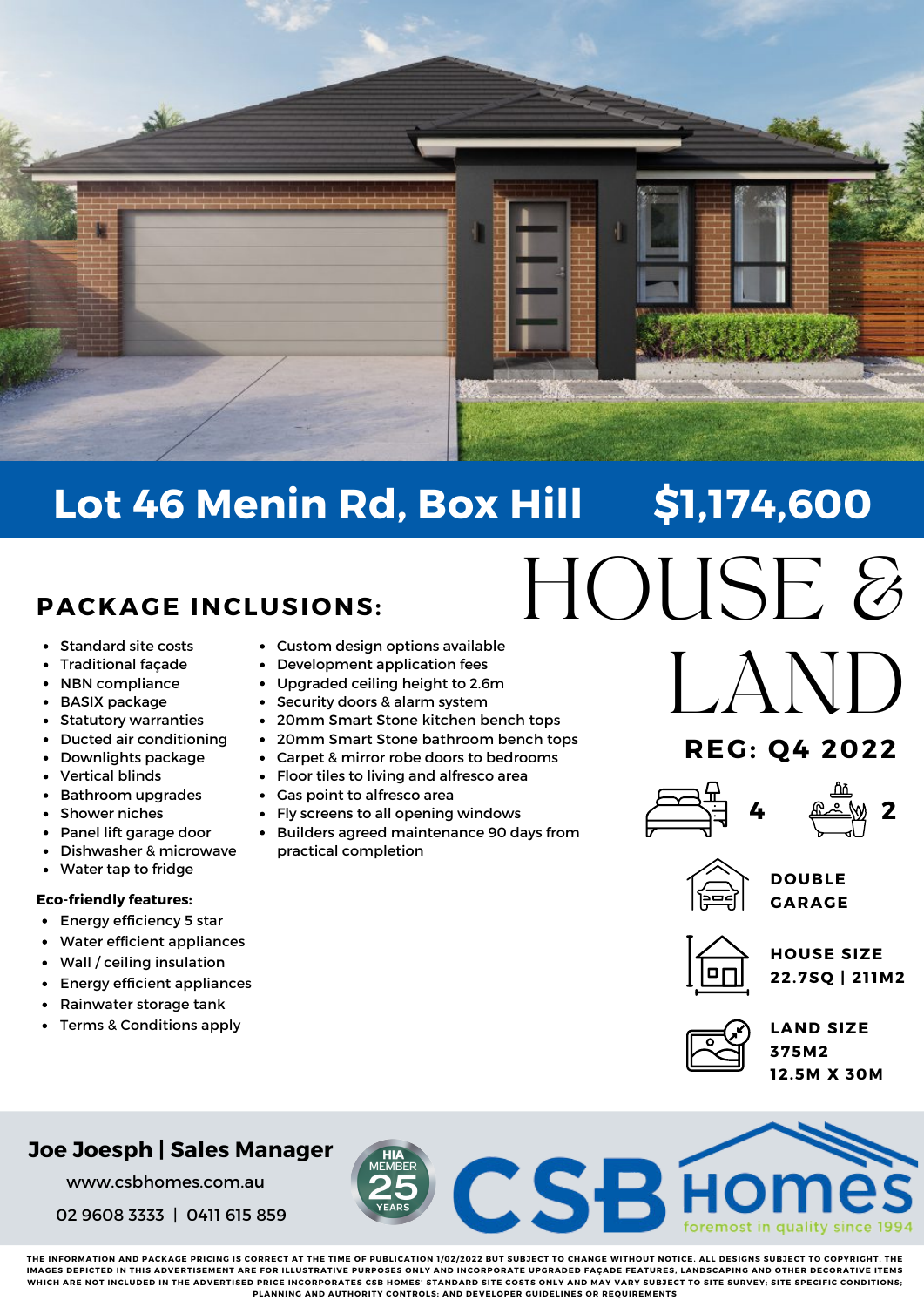# Lot 46 Menin Rd, Box Hill $1,174,600

# HOUSE & LAND

## PACKAGE INCLUSIONS:

- Standard site costs
- Traditional façade
- NBN compliance
- BASIX package
- Statutory warranties
- Ducted air conditioning
- Downlights package
- Vertical blinds
- Bathroom upgrades
- Shower niches
- Panel lift garage door
- Dishwasher & microwave
- Water tap to fridge
- Custom design options available
- Development application fees
- Upgraded ceiling height to 2.6m
- Security doors & alarm system
- 20mm Smart Stone kitchen bench tops
- 20mm Smart Stone bathroom bench tops
- Carpet & mirror robe doors to bedrooms
- Floor tiles to living and alfresco area
- Gas point to alfresco area
- Fly screens to all opening windows
- Builders agreed maintenance 90 days from practical completion

**Eco-friendly features:**

- Energy efficiency 5 star
- Water efficient appliances
- Wall / ceiling insulation
- Energy efficient appliances
- Rainwater storage tank
- Terms & Conditions apply

**REG: Q4 2022**

4 2

**DOUBLE GARAGE**

**HOUSE SIZE**
**22.7SQ | 211M2**

**LAND SIZE**
**375M2**
**12.5M X 30M**

**Joe Joesph | Sales Manager**

www.csbhomes.com.au

02 9608 3333 | 0411 615 859

HIA MEMBER 25 YEARS

CSB Homes
foremost in quality since 1994

THE INFORMATION AND PACKAGE PRICING IS CORRECT AT THE TIME OF PUBLICATION 1/02/2022 BUT SUBJECT TO CHANGE WITHOUT NOTICE. ALL DESIGNS SUBJECT TO COPYRIGHT. THE IMAGES DEPICTED IN THIS ADVERTISEMENT ARE FOR ILLUSTRATIVE PURPOSES ONLY AND INCORPORATE UPGRADED FAÇADE FEATURES, LANDSCAPING AND OTHER DECORATIVE ITEMS WHICH ARE NOT INCLUDED IN THE ADVERTISED PRICE INCORPORATES CSB HOMES' STANDARD SITE COSTS ONLY AND MAY VARY SUBJECT TO SITE SURVEY; SITE SPECIFIC CONDITIONS; PLANNING AND AUTHORITY CONTROLS; AND DEVELOPER GUIDELINES OR REQUIREMENTS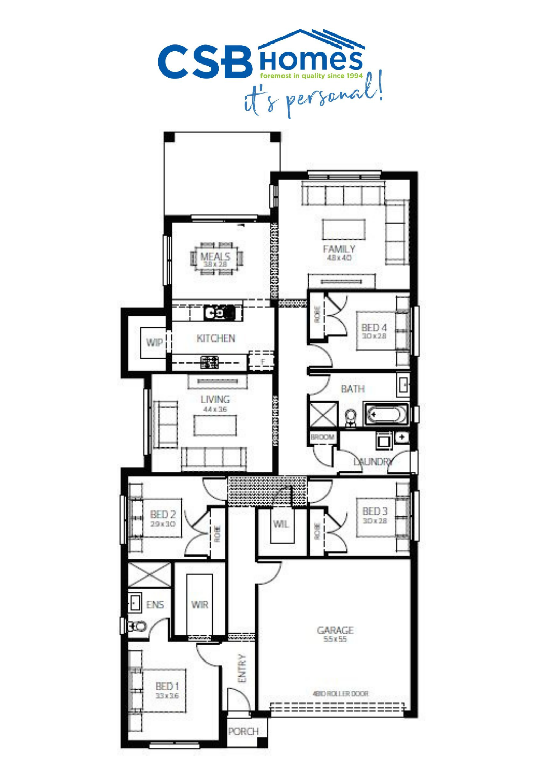CSB Homes

foremost in quality since 1994

it's personal!

FAMILY
4.8 x 4.0

MEALS
3.8 x 2.8

WIP

KITCHEN

F

ROBE

BED 4
3.0 x 2.8

LIVING
4.4 x 3.6

BATH

BROOM

LAUNDRY

BED 2
2.9 x 3.0

ROBE

WIL

ROBE

BED 3
3.0 x 2.8

ENS

WIR

GARAGE
5.5 x 5.5

ENTRY

BED 1
3.3 x 3.6

4810 ROLLER DOOR

PORCH